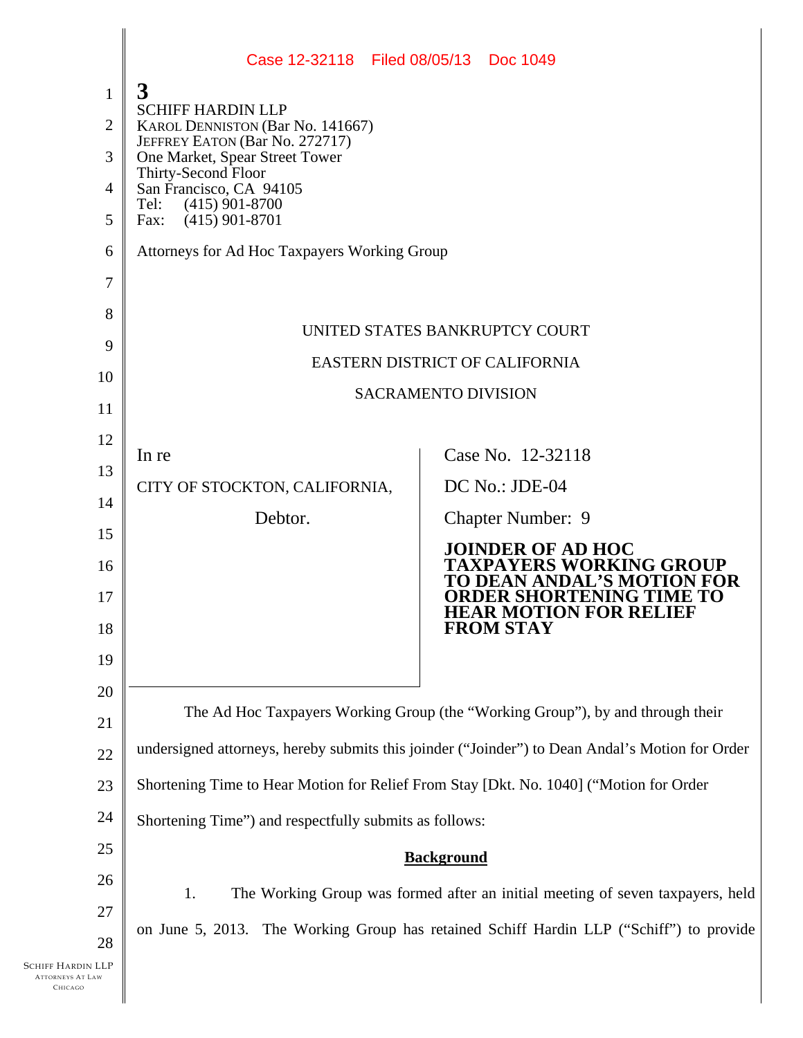Case 12-32118 Filed 08/05/13 Doc 1049

3

SCHIFF HARDIN LLP
KAROL DENNISTON (Bar No. 141667)
JEFFREY EATON (Bar No. 272717)
One Market, Spear Street Tower
Thirty-Second Floor
San Francisco, CA 94105
Tel: (415) 901-8700
Fax: (415) 901-8701

Attorneys for Ad Hoc Taxpayers Working Group

UNITED STATES BANKRUPTCY COURT

EASTERN DISTRICT OF CALIFORNIA

SACRAMENTO DIVISION

| In re | Case No. 12-32118 |
|---|---|
| CITY OF STOCKTON, CALIFORNIA, | DC No.: JDE-04 |
| Debtor. | Chapter Number: 9 |
| | **JOINDER OF AD HOC TAXPAYERS WORKING GROUP TO DEAN ANDAL'S MOTION FOR ORDER SHORTENING TIME TO HEAR MOTION FOR RELIEF FROM STAY** |

The Ad Hoc Taxpayers Working Group (the "Working Group"), by and through their undersigned attorneys, hereby submits this joinder ("Joinder") to Dean Andal's Motion for Order Shortening Time to Hear Motion for Relief From Stay [Dkt. No. 1040] ("Motion for Order Shortening Time") and respectfully submits as follows:

**Background**

1. The Working Group was formed after an initial meeting of seven taxpayers, held on June 5, 2013. The Working Group has retained Schiff Hardin LLP ("Schiff") to provide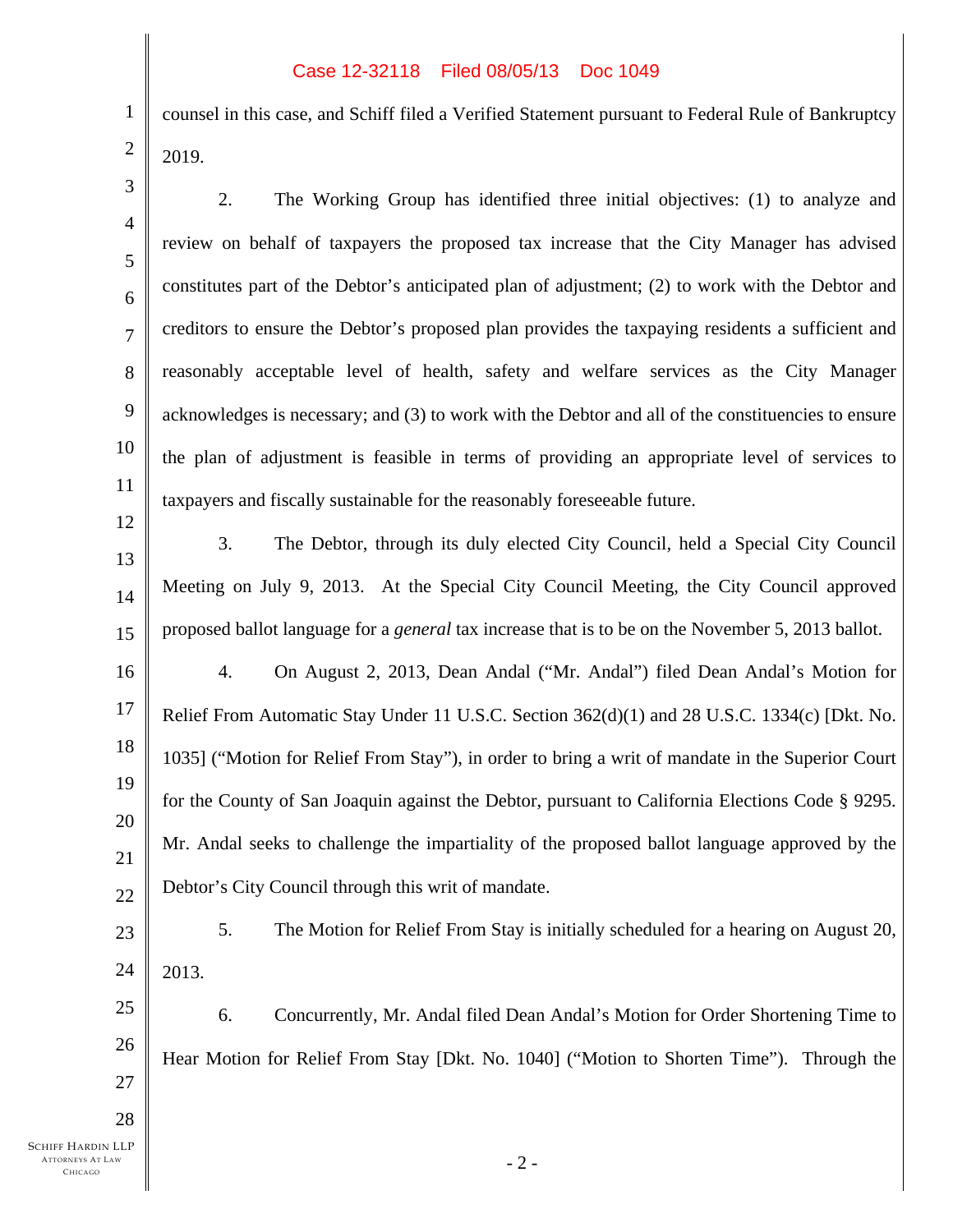counsel in this case, and Schiff filed a Verified Statement pursuant to Federal Rule of Bankruptcy 2019.

2. The Working Group has identified three initial objectives: (1) to analyze and review on behalf of taxpayers the proposed tax increase that the City Manager has advised constitutes part of the Debtor's anticipated plan of adjustment; (2) to work with the Debtor and creditors to ensure the Debtor's proposed plan provides the taxpaying residents a sufficient and reasonably acceptable level of health, safety and welfare services as the City Manager acknowledges is necessary; and (3) to work with the Debtor and all of the constituencies to ensure the plan of adjustment is feasible in terms of providing an appropriate level of services to taxpayers and fiscally sustainable for the reasonably foreseeable future.

3. The Debtor, through its duly elected City Council, held a Special City Council Meeting on July 9, 2013. At the Special City Council Meeting, the City Council approved proposed ballot language for a *general* tax increase that is to be on the November 5, 2013 ballot.

4. On August 2, 2013, Dean Andal ("Mr. Andal") filed Dean Andal's Motion for Relief From Automatic Stay Under 11 U.S.C. Section 362(d)(1) and 28 U.S.C. 1334(c) [Dkt. No. 1035] ("Motion for Relief From Stay"), in order to bring a writ of mandate in the Superior Court for the County of San Joaquin against the Debtor, pursuant to California Elections Code § 9295. Mr. Andal seeks to challenge the impartiality of the proposed ballot language approved by the Debtor's City Council through this writ of mandate.

5. The Motion for Relief From Stay is initially scheduled for a hearing on August 20, 2013.

6. Concurrently, Mr. Andal filed Dean Andal's Motion for Order Shortening Time to Hear Motion for Relief From Stay [Dkt. No. 1040] ("Motion to Shorten Time"). Through the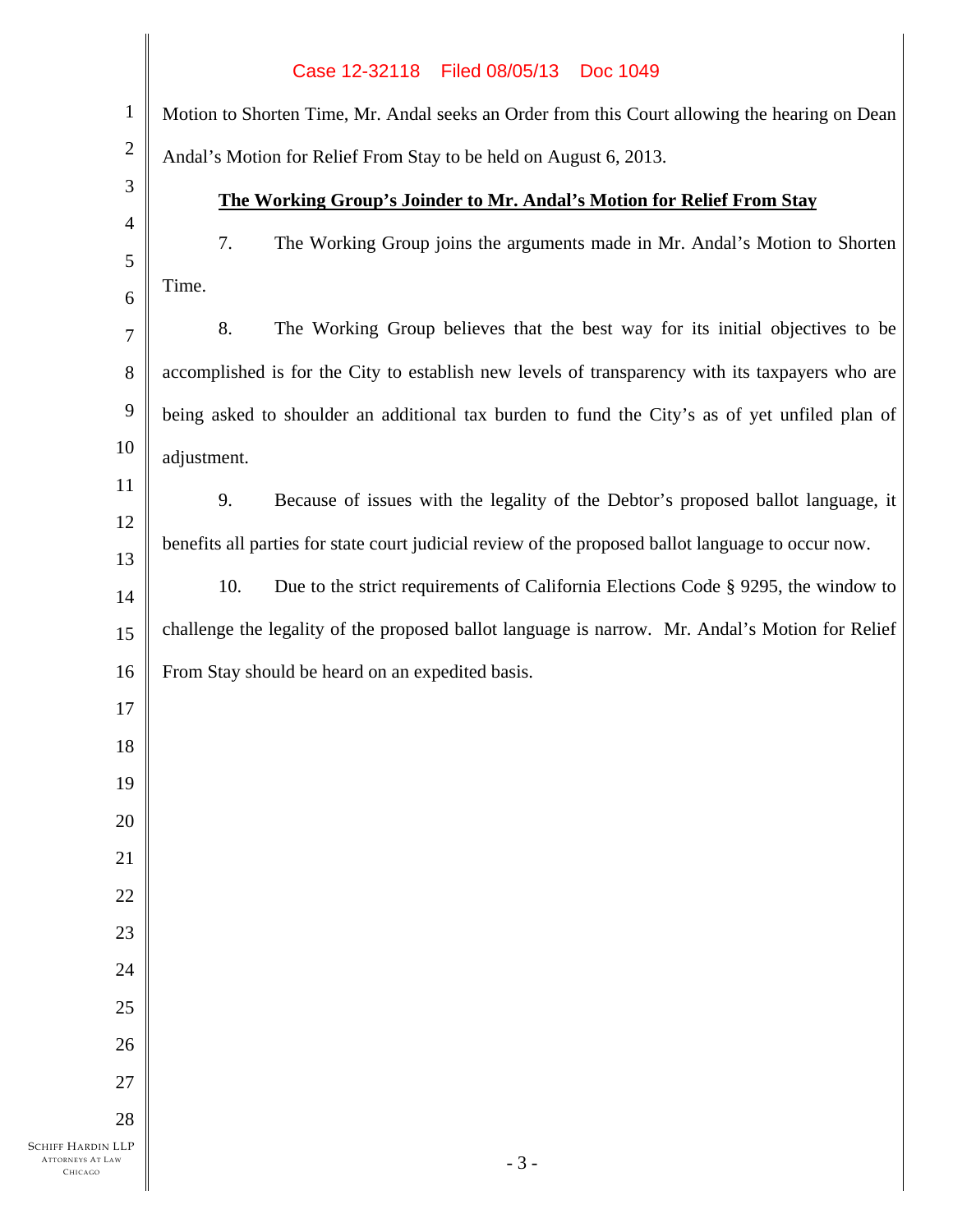Motion to Shorten Time, Mr. Andal seeks an Order from this Court allowing the hearing on Dean Andal's Motion for Relief From Stay to be held on August 6, 2013.

**The Working Group's Joinder to Mr. Andal's Motion for Relief From Stay**

7. The Working Group joins the arguments made in Mr. Andal's Motion to Shorten Time.

8. The Working Group believes that the best way for its initial objectives to be accomplished is for the City to establish new levels of transparency with its taxpayers who are being asked to shoulder an additional tax burden to fund the City's as of yet unfiled plan of adjustment.

9. Because of issues with the legality of the Debtor's proposed ballot language, it benefits all parties for state court judicial review of the proposed ballot language to occur now.

10. Due to the strict requirements of California Elections Code § 9295, the window to challenge the legality of the proposed ballot language is narrow. Mr. Andal's Motion for Relief From Stay should be heard on an expedited basis.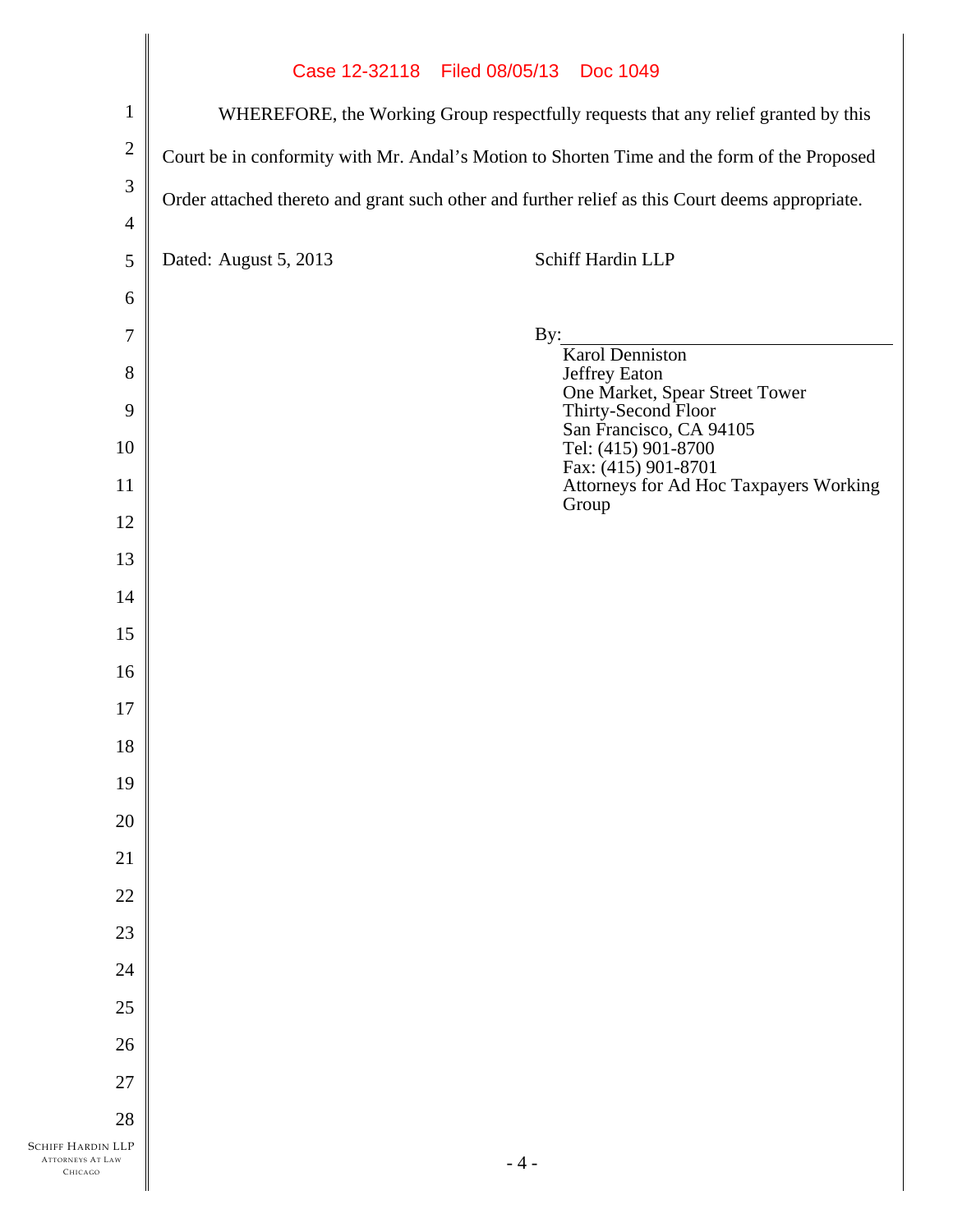WHEREFORE, the Working Group respectfully requests that any relief granted by this Court be in conformity with Mr. Andal's Motion to Shorten Time and the form of the Proposed Order attached thereto and grant such other and further relief as this Court deems appropriate.

Dated: August 5, 2013

Schiff Hardin LLP

By:\_\_\_\_\_\_\_\_\_\_\_\_\_\_\_\_\_\_\_\_\_\_\_\_\_\_\_\_\_\_

Karol Denniston
Jeffrey Eaton
One Market, Spear Street Tower
Thirty-Second Floor
San Francisco, CA 94105
Tel: (415) 901-8700
Fax: (415) 901-8701
Attorneys for Ad Hoc Taxpayers Working Group